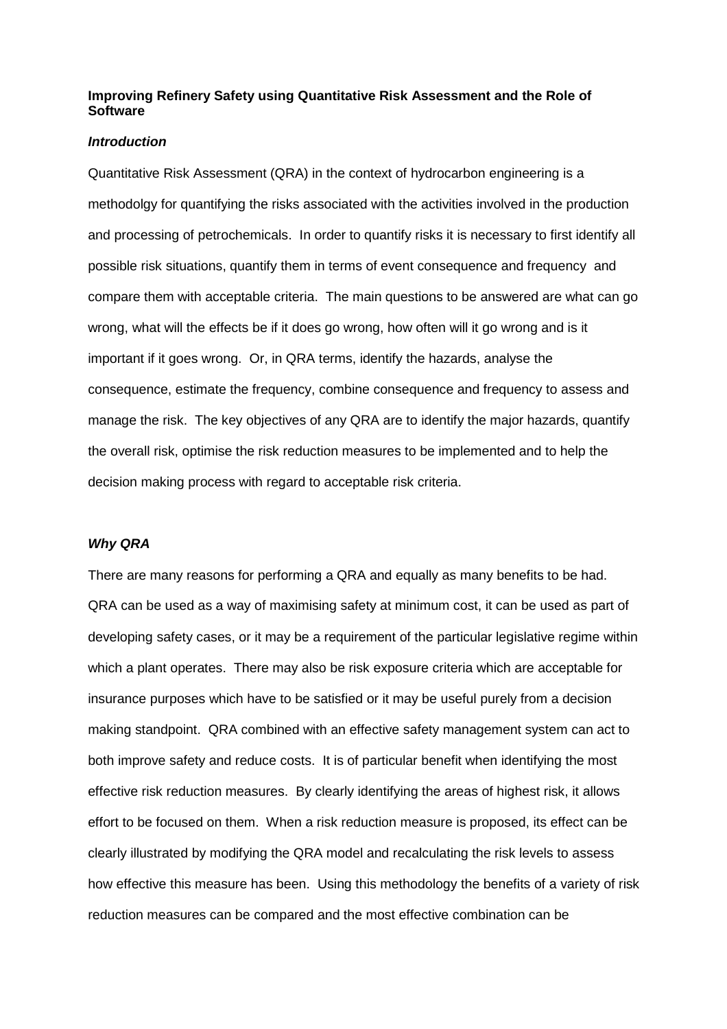**Improving Refinery Safety using Quantitative Risk Assessment and the Role of Software**

***Introduction***

Quantitative Risk Assessment (QRA) in the context of hydrocarbon engineering is a methodolgy for quantifying the risks associated with the activities involved in the production and processing of petrochemicals. In order to quantify risks it is necessary to first identify all possible risk situations, quantify them in terms of event consequence and frequency and compare them with acceptable criteria. The main questions to be answered are what can go wrong, what will the effects be if it does go wrong, how often will it go wrong and is it important if it goes wrong. Or, in QRA terms, identify the hazards, analyse the consequence, estimate the frequency, combine consequence and frequency to assess and manage the risk. The key objectives of any QRA are to identify the major hazards, quantify the overall risk, optimise the risk reduction measures to be implemented and to help the decision making process with regard to acceptable risk criteria.

***Why QRA***

There are many reasons for performing a QRA and equally as many benefits to be had. QRA can be used as a way of maximising safety at minimum cost, it can be used as part of developing safety cases, or it may be a requirement of the particular legislative regime within which a plant operates. There may also be risk exposure criteria which are acceptable for insurance purposes which have to be satisfied or it may be useful purely from a decision making standpoint. QRA combined with an effective safety management system can act to both improve safety and reduce costs. It is of particular benefit when identifying the most effective risk reduction measures. By clearly identifying the areas of highest risk, it allows effort to be focused on them. When a risk reduction measure is proposed, its effect can be clearly illustrated by modifying the QRA model and recalculating the risk levels to assess how effective this measure has been. Using this methodology the benefits of a variety of risk reduction measures can be compared and the most effective combination can be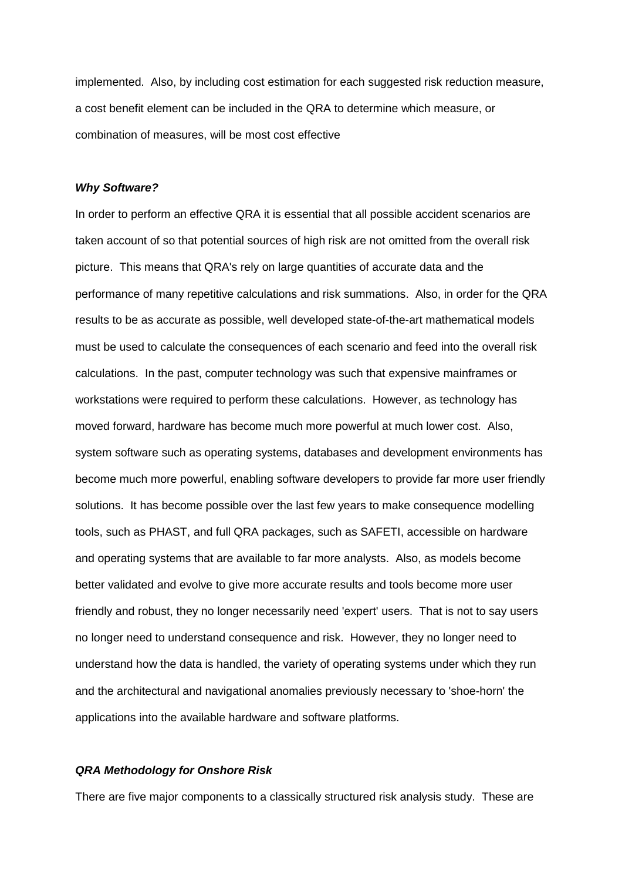implemented. Also, by including cost estimation for each suggested risk reduction measure, a cost benefit element can be included in the QRA to determine which measure, or combination of measures, will be most cost effective

***Why Software?***

In order to perform an effective QRA it is essential that all possible accident scenarios are taken account of so that potential sources of high risk are not omitted from the overall risk picture. This means that QRA's rely on large quantities of accurate data and the performance of many repetitive calculations and risk summations. Also, in order for the QRA results to be as accurate as possible, well developed state-of-the-art mathematical models must be used to calculate the consequences of each scenario and feed into the overall risk calculations. In the past, computer technology was such that expensive mainframes or workstations were required to perform these calculations. However, as technology has moved forward, hardware has become much more powerful at much lower cost. Also, system software such as operating systems, databases and development environments has become much more powerful, enabling software developers to provide far more user friendly solutions. It has become possible over the last few years to make consequence modelling tools, such as PHAST, and full QRA packages, such as SAFETI, accessible on hardware and operating systems that are available to far more analysts. Also, as models become better validated and evolve to give more accurate results and tools become more user friendly and robust, they no longer necessarily need 'expert' users. That is not to say users no longer need to understand consequence and risk. However, they no longer need to understand how the data is handled, the variety of operating systems under which they run and the architectural and navigational anomalies previously necessary to 'shoe-horn' the applications into the available hardware and software platforms.

***QRA Methodology for Onshore Risk***

There are five major components to a classically structured risk analysis study. These are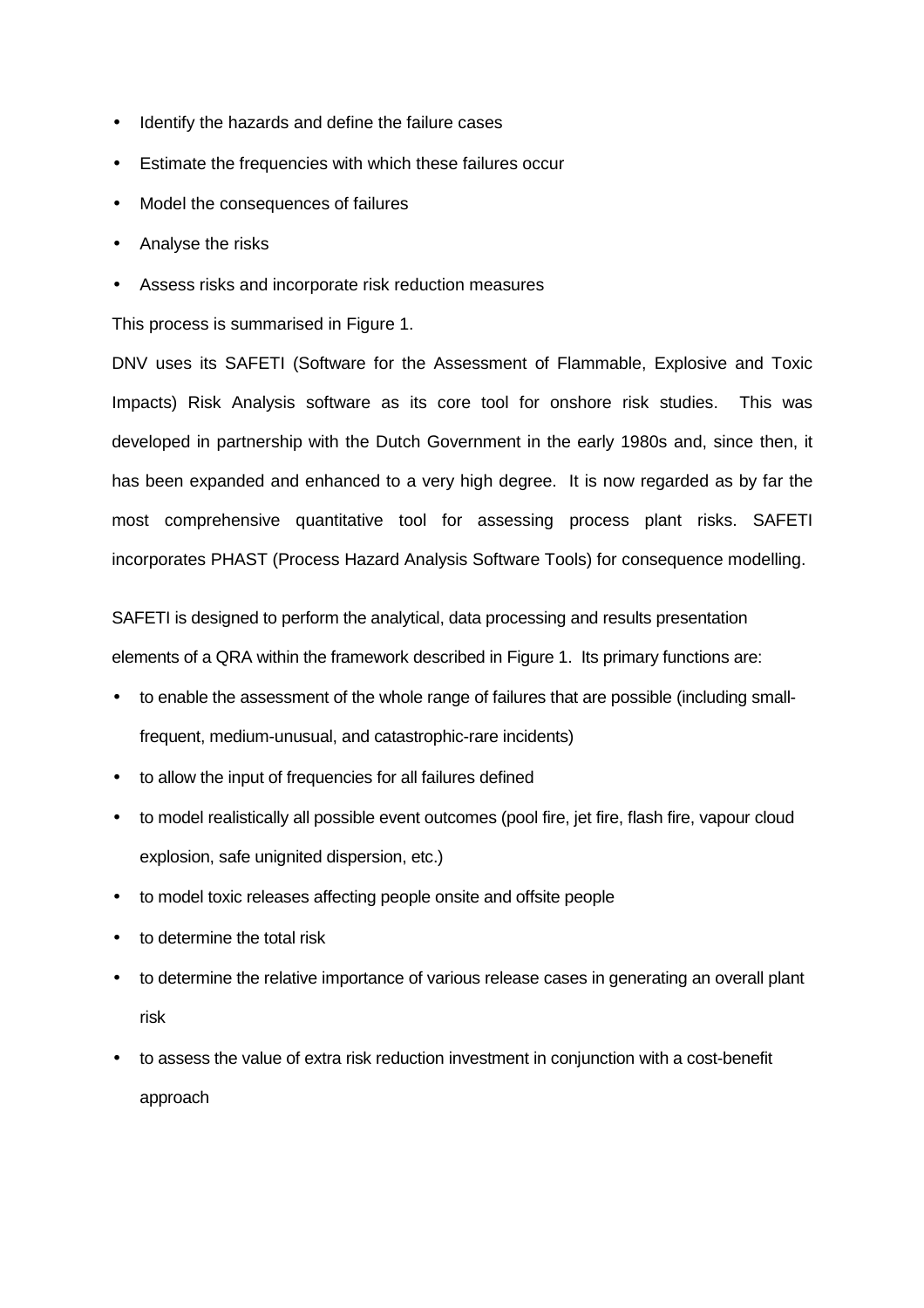- Identify the hazards and define the failure cases
- Estimate the frequencies with which these failures occur
- Model the consequences of failures
- Analyse the risks
- Assess risks and incorporate risk reduction measures

This process is summarised in Figure 1.

DNV uses its SAFETI (Software for the Assessment of Flammable, Explosive and Toxic Impacts) Risk Analysis software as its core tool for onshore risk studies. This was developed in partnership with the Dutch Government in the early 1980s and, since then, it has been expanded and enhanced to a very high degree. It is now regarded as by far the most comprehensive quantitative tool for assessing process plant risks. SAFETI incorporates PHAST (Process Hazard Analysis Software Tools) for consequence modelling.

SAFETI is designed to perform the analytical, data processing and results presentation elements of a QRA within the framework described in Figure 1. Its primary functions are:

- to enable the assessment of the whole range of failures that are possible (including small-frequent, medium-unusual, and catastrophic-rare incidents)
- to allow the input of frequencies for all failures defined
- to model realistically all possible event outcomes (pool fire, jet fire, flash fire, vapour cloud explosion, safe unignited dispersion, etc.)
- to model toxic releases affecting people onsite and offsite people
- to determine the total risk
- to determine the relative importance of various release cases in generating an overall plant risk
- to assess the value of extra risk reduction investment in conjunction with a cost-benefit approach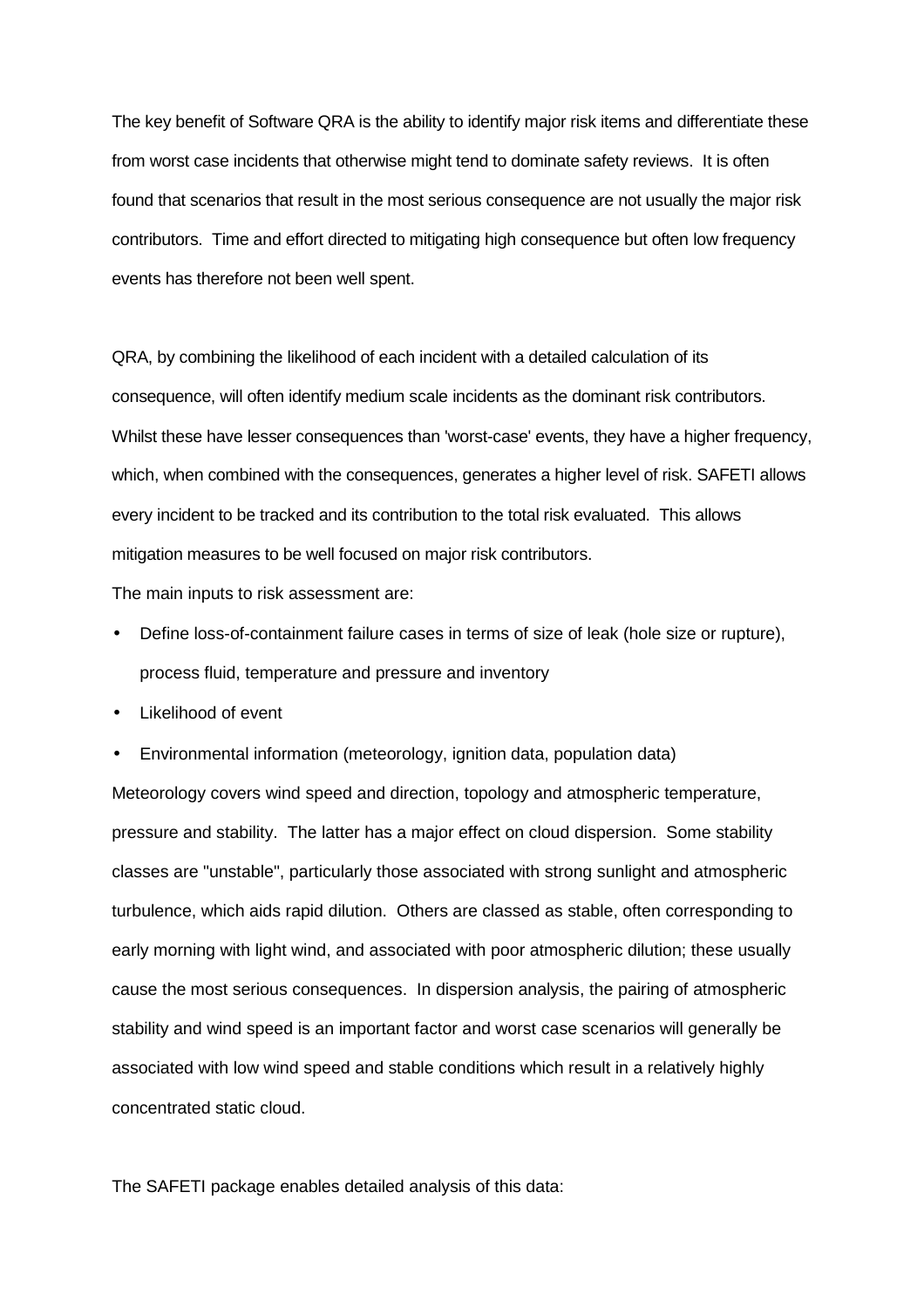The key benefit of Software QRA is the ability to identify major risk items and differentiate these from worst case incidents that otherwise might tend to dominate safety reviews. It is often found that scenarios that result in the most serious consequence are not usually the major risk contributors. Time and effort directed to mitigating high consequence but often low frequency events has therefore not been well spent.

QRA, by combining the likelihood of each incident with a detailed calculation of its consequence, will often identify medium scale incidents as the dominant risk contributors. Whilst these have lesser consequences than 'worst-case' events, they have a higher frequency, which, when combined with the consequences, generates a higher level of risk. SAFETI allows every incident to be tracked and its contribution to the total risk evaluated. This allows mitigation measures to be well focused on major risk contributors.

The main inputs to risk assessment are:

- Define loss-of-containment failure cases in terms of size of leak (hole size or rupture), process fluid, temperature and pressure and inventory
- Likelihood of event
- Environmental information (meteorology, ignition data, population data)

Meteorology covers wind speed and direction, topology and atmospheric temperature, pressure and stability. The latter has a major effect on cloud dispersion. Some stability classes are "unstable", particularly those associated with strong sunlight and atmospheric turbulence, which aids rapid dilution. Others are classed as stable, often corresponding to early morning with light wind, and associated with poor atmospheric dilution; these usually cause the most serious consequences. In dispersion analysis, the pairing of atmospheric stability and wind speed is an important factor and worst case scenarios will generally be associated with low wind speed and stable conditions which result in a relatively highly concentrated static cloud.

The SAFETI package enables detailed analysis of this data: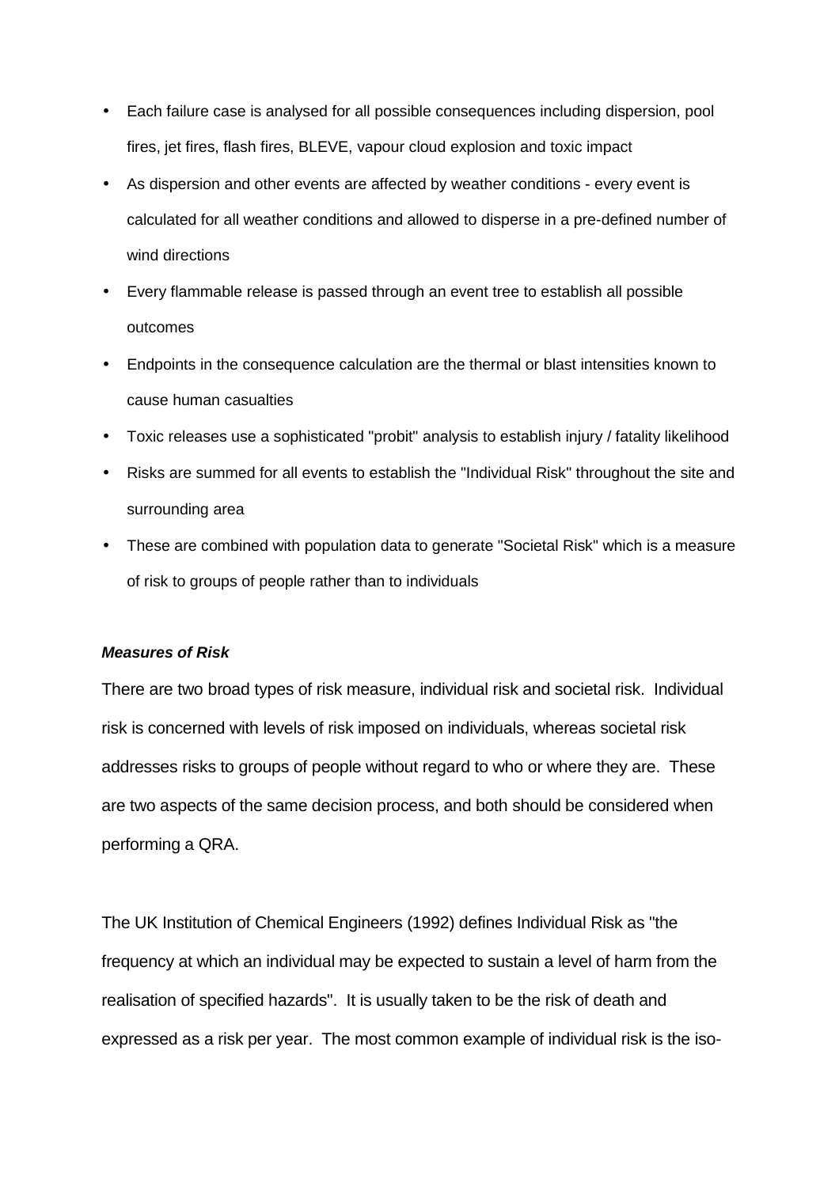- Each failure case is analysed for all possible consequences including dispersion, pool fires, jet fires, flash fires, BLEVE, vapour cloud explosion and toxic impact
- As dispersion and other events are affected by weather conditions - every event is calculated for all weather conditions and allowed to disperse in a pre-defined number of wind directions
- Every flammable release is passed through an event tree to establish all possible outcomes
- Endpoints in the consequence calculation are the thermal or blast intensities known to cause human casualties
- Toxic releases use a sophisticated "probit" analysis to establish injury / fatality likelihood
- Risks are summed for all events to establish the "Individual Risk" throughout the site and surrounding area
- These are combined with population data to generate "Societal Risk" which is a measure of risk to groups of people rather than to individuals

***Measures of Risk***

There are two broad types of risk measure, individual risk and societal risk. Individual risk is concerned with levels of risk imposed on individuals, whereas societal risk addresses risks to groups of people without regard to who or where they are. These are two aspects of the same decision process, and both should be considered when performing a QRA.

The UK Institution of Chemical Engineers (1992) defines Individual Risk as "the frequency at which an individual may be expected to sustain a level of harm from the realisation of specified hazards". It is usually taken to be the risk of death and expressed as a risk per year. The most common example of individual risk is the iso-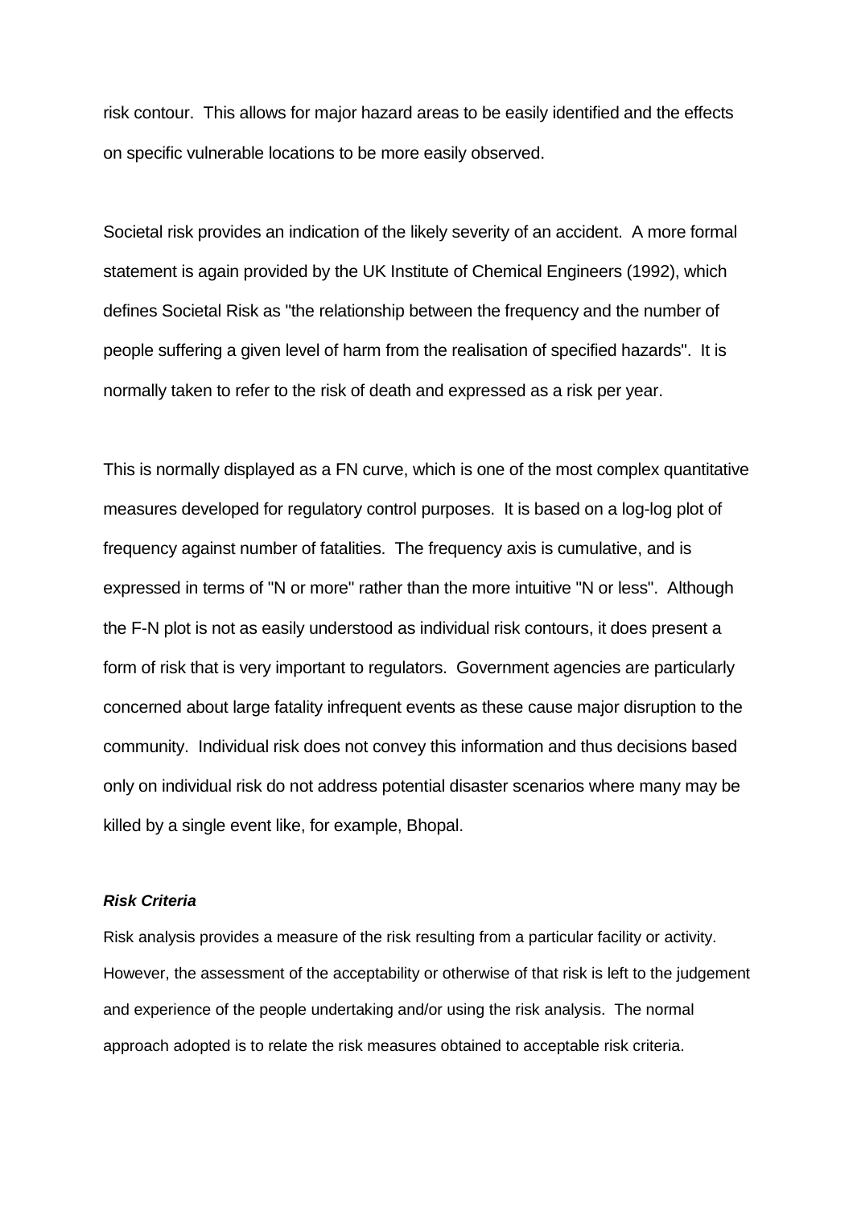risk contour. This allows for major hazard areas to be easily identified and the effects on specific vulnerable locations to be more easily observed.

Societal risk provides an indication of the likely severity of an accident. A more formal statement is again provided by the UK Institute of Chemical Engineers (1992), which defines Societal Risk as "the relationship between the frequency and the number of people suffering a given level of harm from the realisation of specified hazards". It is normally taken to refer to the risk of death and expressed as a risk per year.

This is normally displayed as a FN curve, which is one of the most complex quantitative measures developed for regulatory control purposes. It is based on a log-log plot of frequency against number of fatalities. The frequency axis is cumulative, and is expressed in terms of "N or more" rather than the more intuitive "N or less". Although the F-N plot is not as easily understood as individual risk contours, it does present a form of risk that is very important to regulators. Government agencies are particularly concerned about large fatality infrequent events as these cause major disruption to the community. Individual risk does not convey this information and thus decisions based only on individual risk do not address potential disaster scenarios where many may be killed by a single event like, for example, Bhopal.

***Risk Criteria***

Risk analysis provides a measure of the risk resulting from a particular facility or activity. However, the assessment of the acceptability or otherwise of that risk is left to the judgement and experience of the people undertaking and/or using the risk analysis. The normal approach adopted is to relate the risk measures obtained to acceptable risk criteria.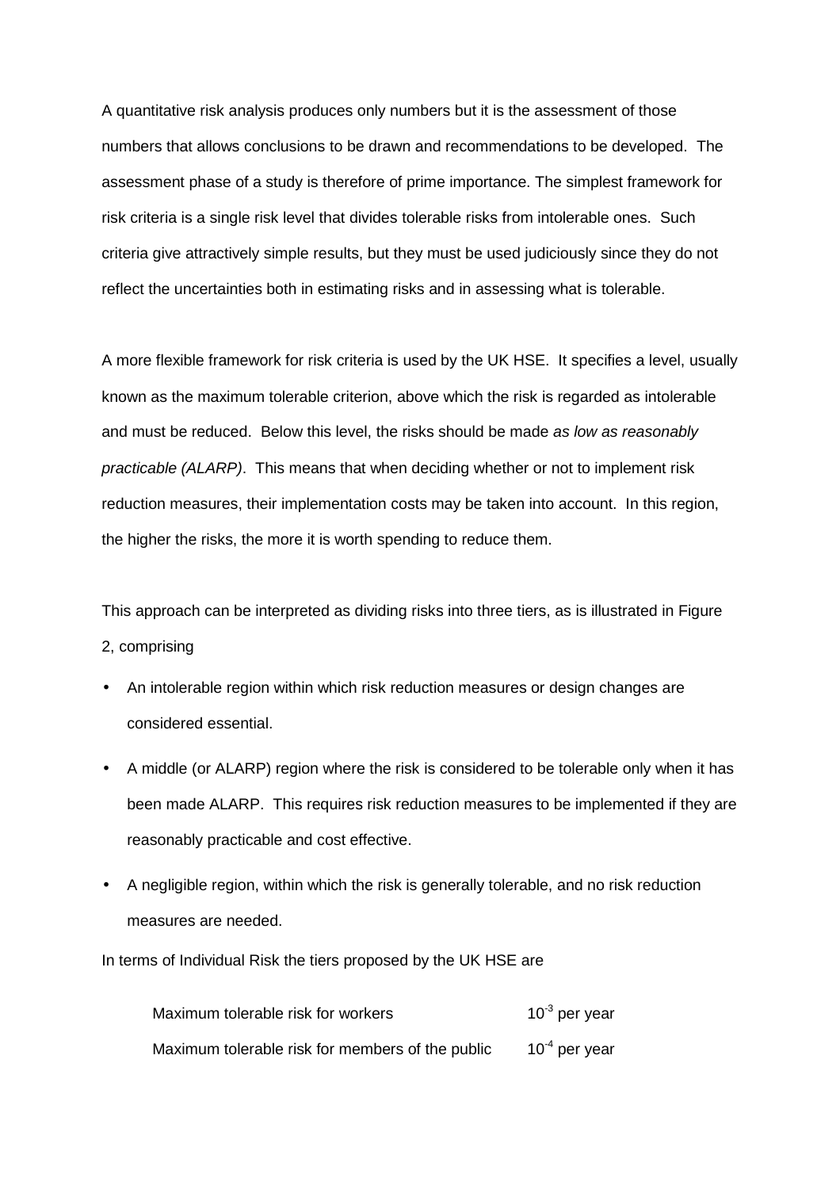A quantitative risk analysis produces only numbers but it is the assessment of those numbers that allows conclusions to be drawn and recommendations to be developed. The assessment phase of a study is therefore of prime importance. The simplest framework for risk criteria is a single risk level that divides tolerable risks from intolerable ones. Such criteria give attractively simple results, but they must be used judiciously since they do not reflect the uncertainties both in estimating risks and in assessing what is tolerable.

A more flexible framework for risk criteria is used by the UK HSE. It specifies a level, usually known as the maximum tolerable criterion, above which the risk is regarded as intolerable and must be reduced. Below this level, the risks should be made *as low as reasonably practicable (ALARP)*. This means that when deciding whether or not to implement risk reduction measures, their implementation costs may be taken into account. In this region, the higher the risks, the more it is worth spending to reduce them.

This approach can be interpreted as dividing risks into three tiers, as is illustrated in Figure 2, comprising

- An intolerable region within which risk reduction measures or design changes are considered essential.
- A middle (or ALARP) region where the risk is considered to be tolerable only when it has been made ALARP. This requires risk reduction measures to be implemented if they are reasonably practicable and cost effective.
- A negligible region, within which the risk is generally tolerable, and no risk reduction measures are needed.

In terms of Individual Risk the tiers proposed by the UK HSE are

| | |
|---|---|
| Maximum tolerable risk for workers | $10^{-3}$ per year |
| Maximum tolerable risk for members of the public | $10^{-4}$ per year |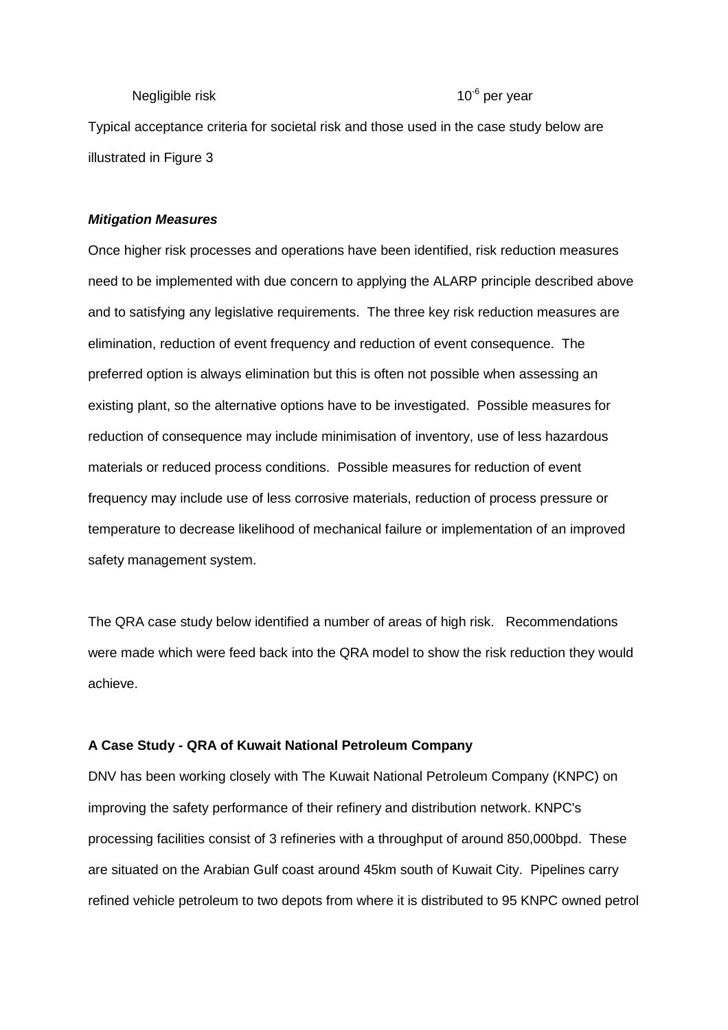Negligible risk $10^{-6}$ per year

Typical acceptance criteria for societal risk and those used in the case study below are illustrated in Figure 3

***Mitigation Measures***

Once higher risk processes and operations have been identified, risk reduction measures need to be implemented with due concern to applying the ALARP principle described above and to satisfying any legislative requirements. The three key risk reduction measures are elimination, reduction of event frequency and reduction of event consequence. The preferred option is always elimination but this is often not possible when assessing an existing plant, so the alternative options have to be investigated. Possible measures for reduction of consequence may include minimisation of inventory, use of less hazardous materials or reduced process conditions. Possible measures for reduction of event frequency may include use of less corrosive materials, reduction of process pressure or temperature to decrease likelihood of mechanical failure or implementation of an improved safety management system.

The QRA case study below identified a number of areas of high risk. Recommendations were made which were feed back into the QRA model to show the risk reduction they would achieve.

**A Case Study - QRA of Kuwait National Petroleum Company**

DNV has been working closely with The Kuwait National Petroleum Company (KNPC) on improving the safety performance of their refinery and distribution network. KNPC's processing facilities consist of 3 refineries with a throughput of around 850,000bpd. These are situated on the Arabian Gulf coast around 45km south of Kuwait City. Pipelines carry refined vehicle petroleum to two depots from where it is distributed to 95 KNPC owned petrol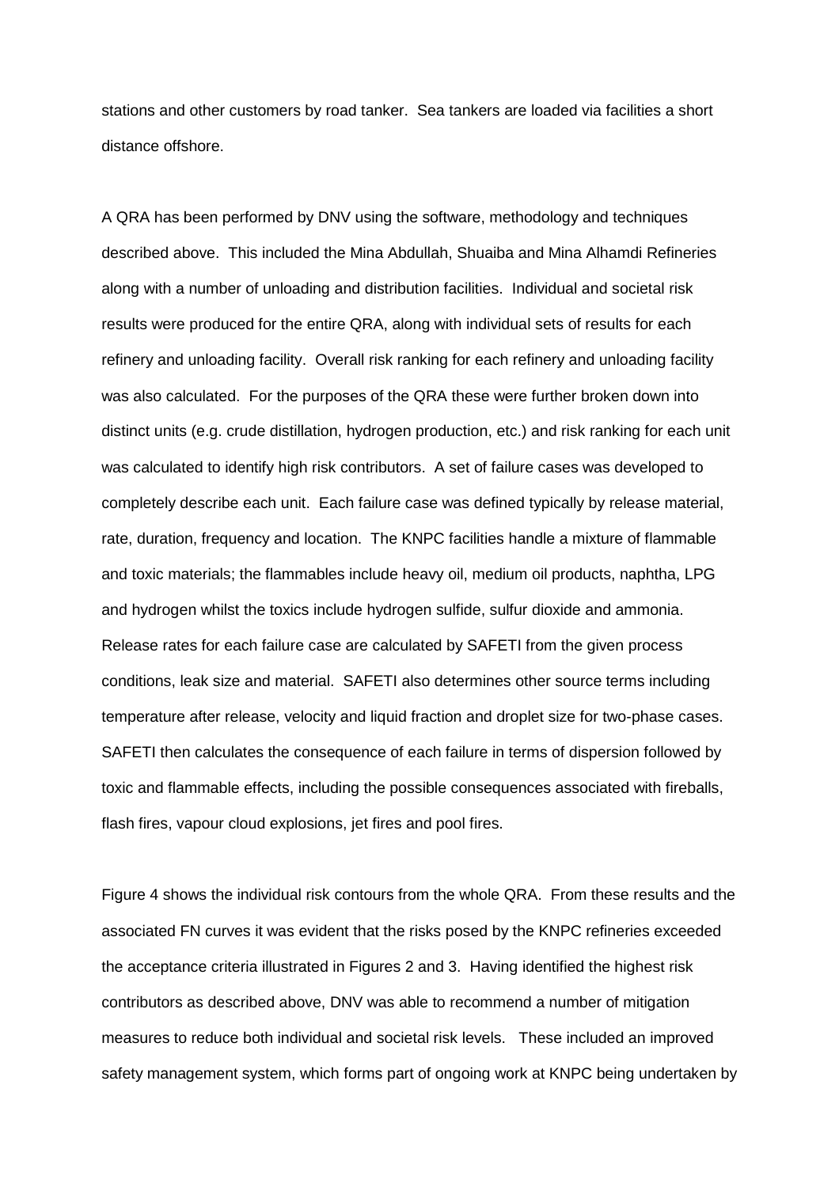stations and other customers by road tanker. Sea tankers are loaded via facilities a short distance offshore.

A QRA has been performed by DNV using the software, methodology and techniques described above. This included the Mina Abdullah, Shuaiba and Mina Alhamdi Refineries along with a number of unloading and distribution facilities. Individual and societal risk results were produced for the entire QRA, along with individual sets of results for each refinery and unloading facility. Overall risk ranking for each refinery and unloading facility was also calculated. For the purposes of the QRA these were further broken down into distinct units (e.g. crude distillation, hydrogen production, etc.) and risk ranking for each unit was calculated to identify high risk contributors. A set of failure cases was developed to completely describe each unit. Each failure case was defined typically by release material, rate, duration, frequency and location. The KNPC facilities handle a mixture of flammable and toxic materials; the flammables include heavy oil, medium oil products, naphtha, LPG and hydrogen whilst the toxics include hydrogen sulfide, sulfur dioxide and ammonia. Release rates for each failure case are calculated by SAFETI from the given process conditions, leak size and material. SAFETI also determines other source terms including temperature after release, velocity and liquid fraction and droplet size for two-phase cases. SAFETI then calculates the consequence of each failure in terms of dispersion followed by toxic and flammable effects, including the possible consequences associated with fireballs, flash fires, vapour cloud explosions, jet fires and pool fires.

Figure 4 shows the individual risk contours from the whole QRA. From these results and the associated FN curves it was evident that the risks posed by the KNPC refineries exceeded the acceptance criteria illustrated in Figures 2 and 3. Having identified the highest risk contributors as described above, DNV was able to recommend a number of mitigation measures to reduce both individual and societal risk levels. These included an improved safety management system, which forms part of ongoing work at KNPC being undertaken by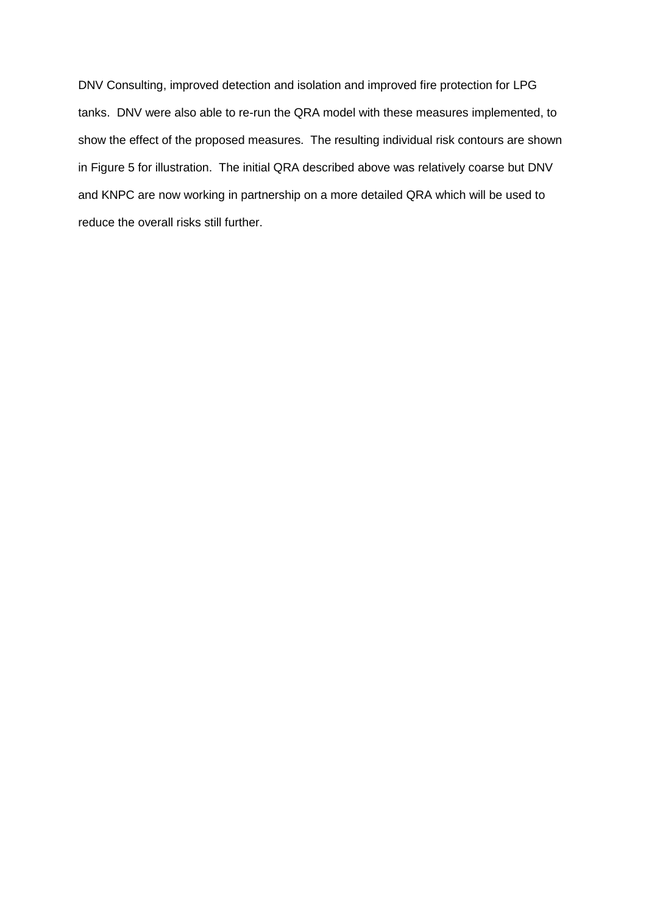DNV Consulting, improved detection and isolation and improved fire protection for LPG tanks. DNV were also able to re-run the QRA model with these measures implemented, to show the effect of the proposed measures. The resulting individual risk contours are shown in Figure 5 for illustration. The initial QRA described above was relatively coarse but DNV and KNPC are now working in partnership on a more detailed QRA which will be used to reduce the overall risks still further.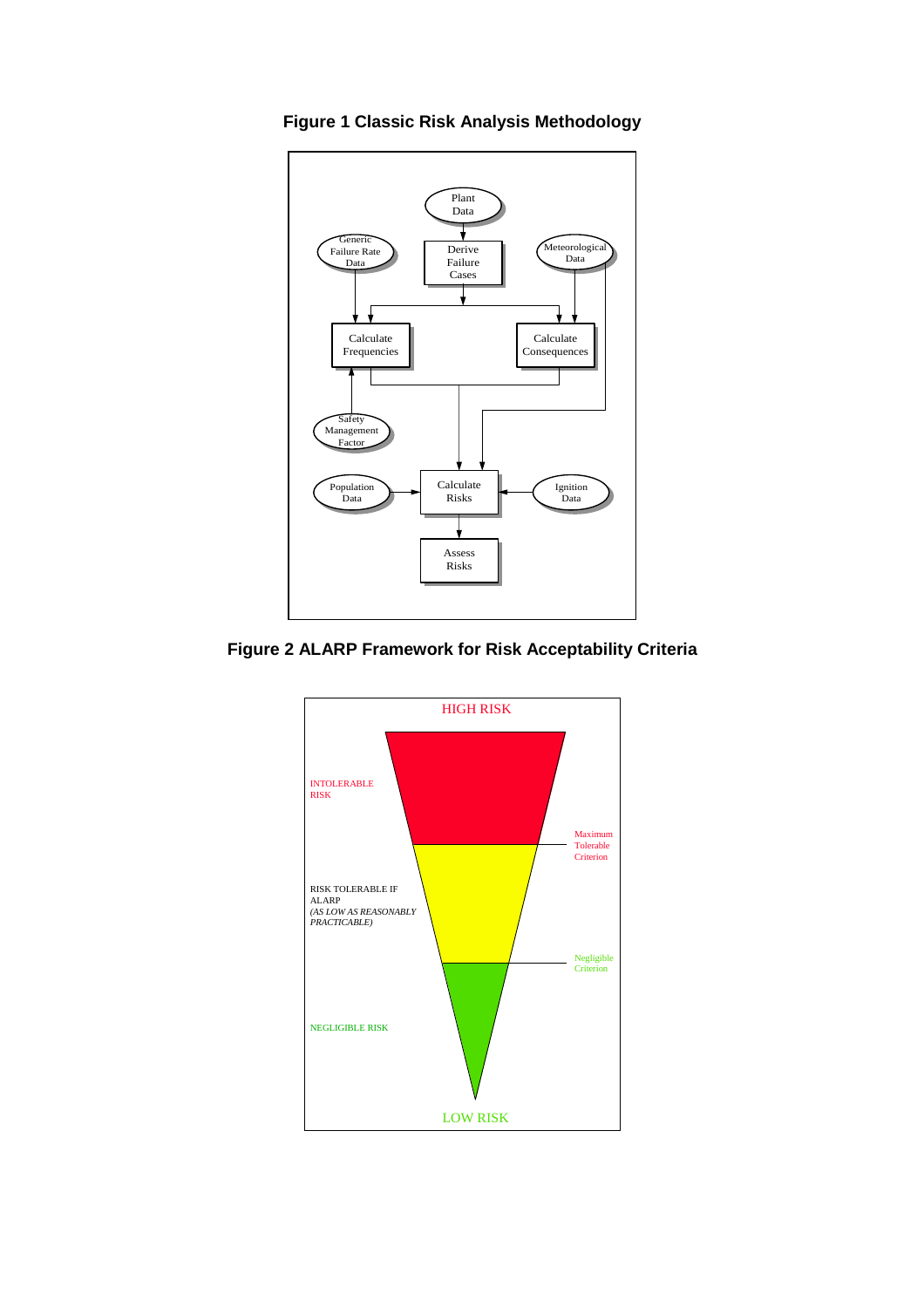**Figure 1 Classic Risk Analysis Methodology**

Plant Data

Generic Failure Rate Data

Derive Failure Cases

Meteorological Data

Calculate Frequencies

Calculate Consequences

Safety Management Factor

Population Data

Calculate Risks

Ignition Data

Assess Risks

**Figure 2 ALARP Framework for Risk Acceptability Criteria**

HIGH RISK

INTOLERABLE RISK

Maximum Tolerable Criterion

RISK TOLERABLE IF ALARP
*(AS LOW AS REASONABLY PRACTICABLE)*

Negligible Criterion

NEGLIGIBLE RISK

LOW RISK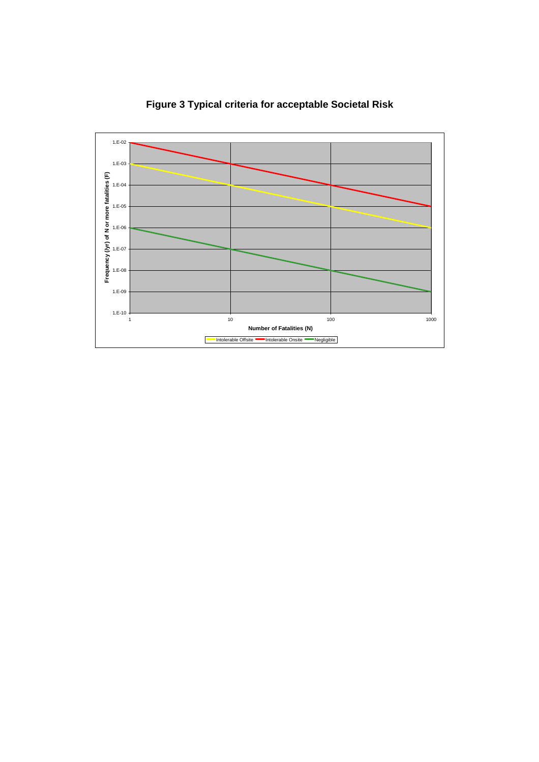**Figure 3 Typical criteria for acceptable Societal Risk**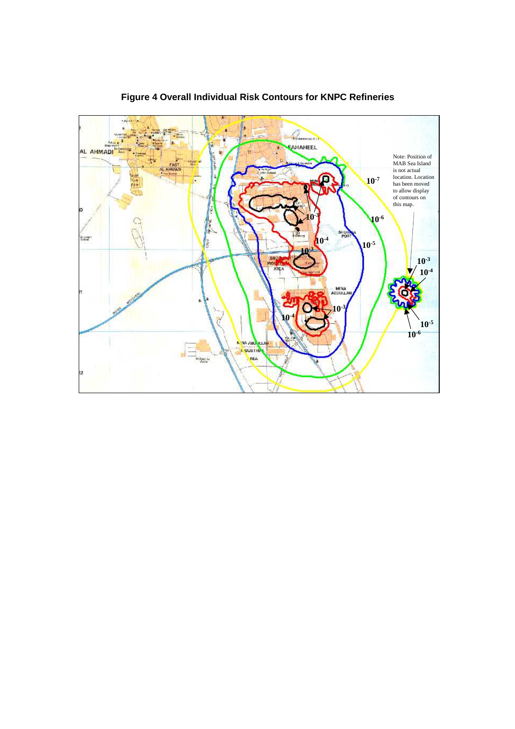**Figure 4 Overall Individual Risk Contours for KNPC Refineries**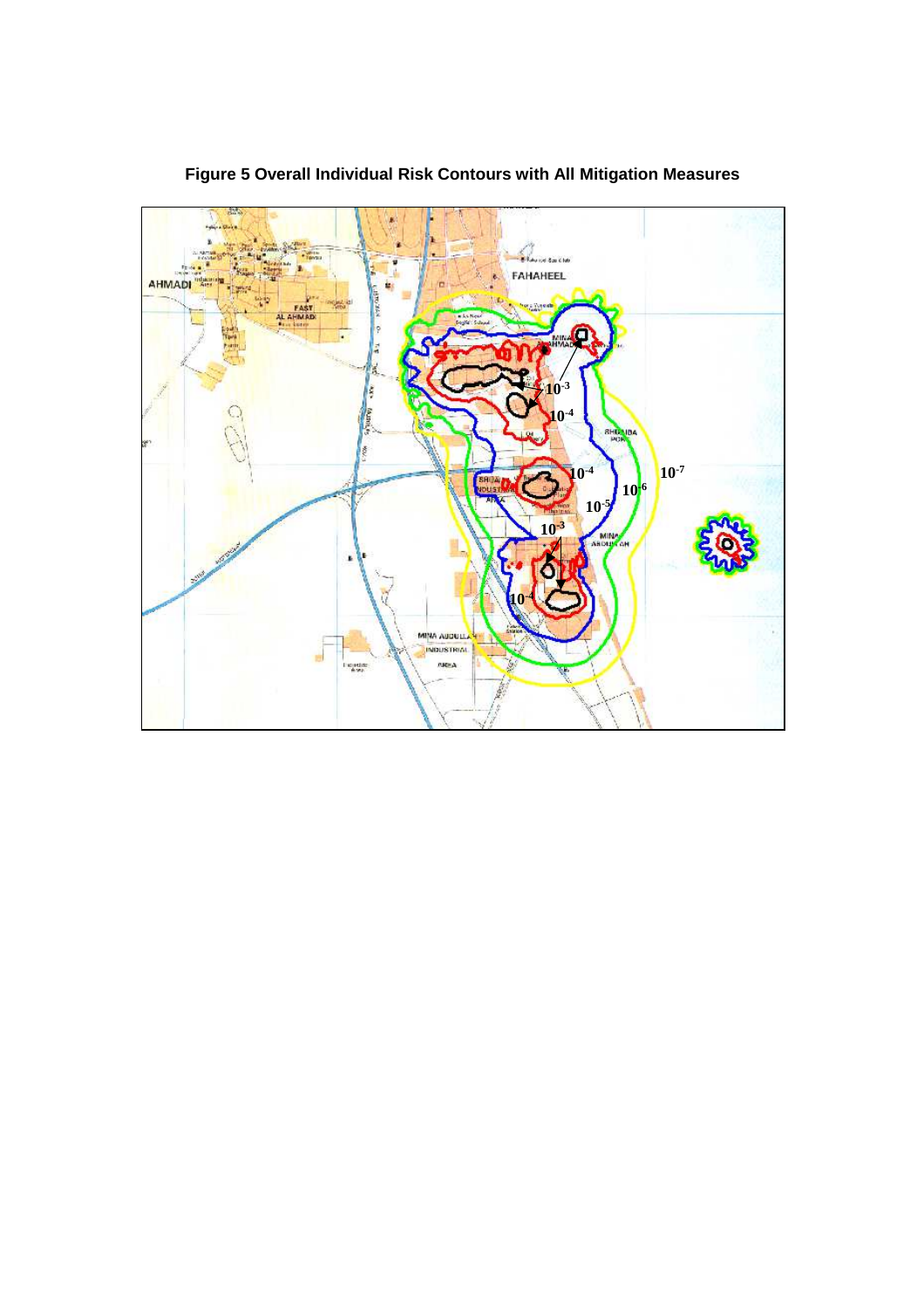**Figure 5 Overall Individual Risk Contours with All Mitigation Measures**

AHMADI

FAHAHEEL

MINA AHMADI

$10^{-3}$

$10^{-4}$

SHUAIBA PORT

$10^{-7}$

$10^{-4}$

$10^{-6}$

SHUAIBA INDUSTRIAL AREA

$10^{-5}$

$10^{-3}$

MINA ABDULLAH

$10^{-4}$

MINA ABDULLAH INDUSTRIAL AREA